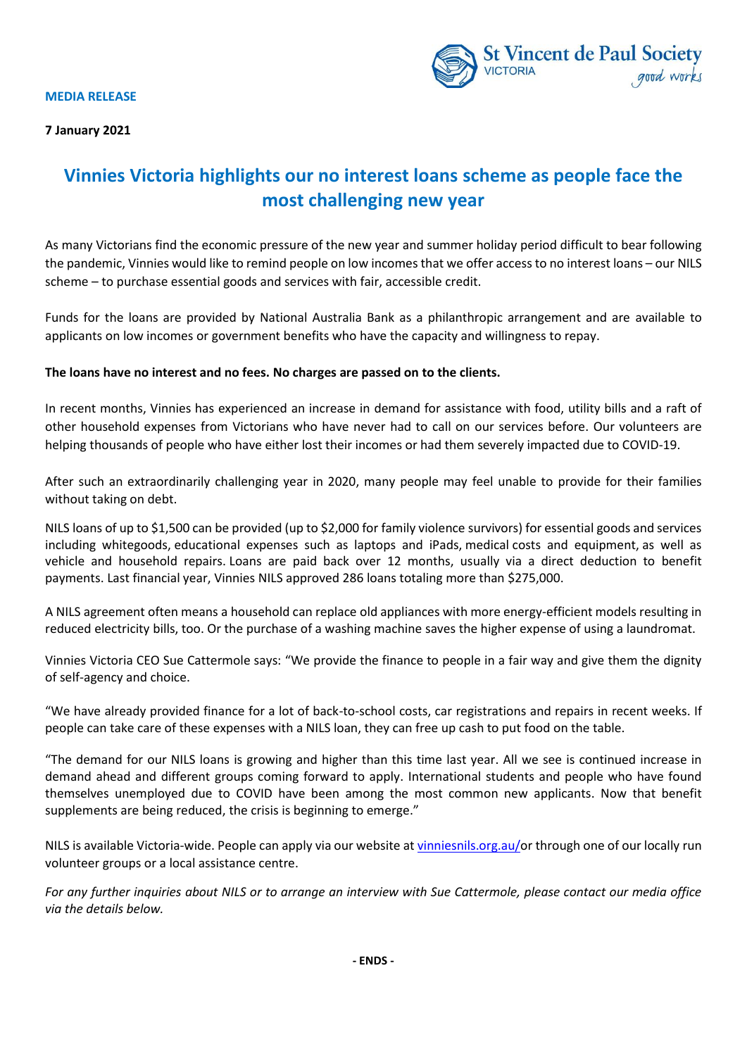**MEDIA RELEASE**

**7 January 2021**

# Vinnies Victoria highlights our no interest loans scheme as people face the most challenging new year

As many Victorians find the economic pressure of the new year and summer holiday period difficult to bear following the pandemic, Vinnies would like to remind people on low incomes that we offer access to no interest loans – our NILS scheme – to purchase essential goods and services with fair, accessible credit.

Funds for the loans are provided by National Australia Bank as a philanthropic arrangement and are available to applicants on low incomes or government benefits who have the capacity and willingness to repay.

**The loans have no interest and no fees. No charges are passed on to the clients.**

In recent months, Vinnies has experienced an increase in demand for assistance with food, utility bills and a raft of other household expenses from Victorians who have never had to call on our services before. Our volunteers are helping thousands of people who have either lost their incomes or had them severely impacted due to COVID-19.

After such an extraordinarily challenging year in 2020, many people may feel unable to provide for their families without taking on debt.

NILS loans of up to $1,500 can be provided (up to $2,000 for family violence survivors) for essential goods and services including whitegoods, educational expenses such as laptops and iPads, medical costs and equipment, as well as vehicle and household repairs. Loans are paid back over 12 months, usually via a direct deduction to benefit payments. Last financial year, Vinnies NILS approved 286 loans totaling more than $275,000.

A NILS agreement often means a household can replace old appliances with more energy-efficient models resulting in reduced electricity bills, too. Or the purchase of a washing machine saves the higher expense of using a laundromat.

Vinnies Victoria CEO Sue Cattermole says: "We provide the finance to people in a fair way and give them the dignity of self-agency and choice.

"We have already provided finance for a lot of back-to-school costs, car registrations and repairs in recent weeks. If people can take care of these expenses with a NILS loan, they can free up cash to put food on the table.

"The demand for our NILS loans is growing and higher than this time last year. All we see is continued increase in demand ahead and different groups coming forward to apply. International students and people who have found themselves unemployed due to COVID have been among the most common new applicants. Now that benefit supplements are being reduced, the crisis is beginning to emerge."

NILS is available Victoria-wide. People can apply via our website at [vinniesnils.org.au/](vinniesnils.org.au/)or through one of our locally run volunteer groups or a local assistance centre.

*For any further inquiries about NILS or to arrange an interview with Sue Cattermole, please contact our media office via the details below.*

**- ENDS -**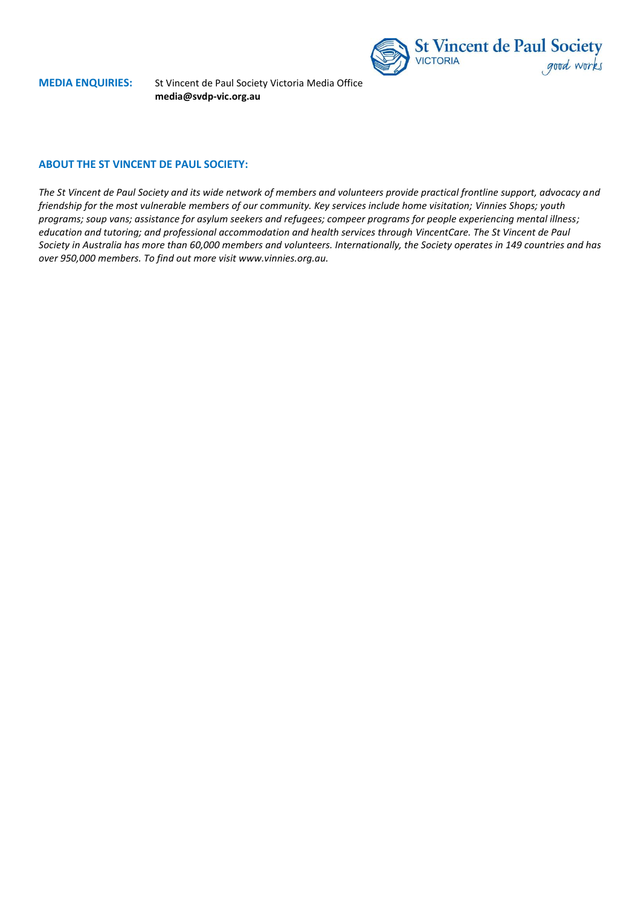**MEDIA ENQUIRIES:** St Vincent de Paul Society Victoria Media Office
**media@svdp-vic.org.au**

**ABOUT THE ST VINCENT DE PAUL SOCIETY:**

*The St Vincent de Paul Society and its wide network of members and volunteers provide practical frontline support, advocacy and friendship for the most vulnerable members of our community. Key services include home visitation; Vinnies Shops; youth programs; soup vans; assistance for asylum seekers and refugees; compeer programs for people experiencing mental illness; education and tutoring; and professional accommodation and health services through VincentCare. The St Vincent de Paul Society in Australia has more than 60,000 members and volunteers. Internationally, the Society operates in 149 countries and has over 950,000 members. To find out more visit www.vinnies.org.au.*